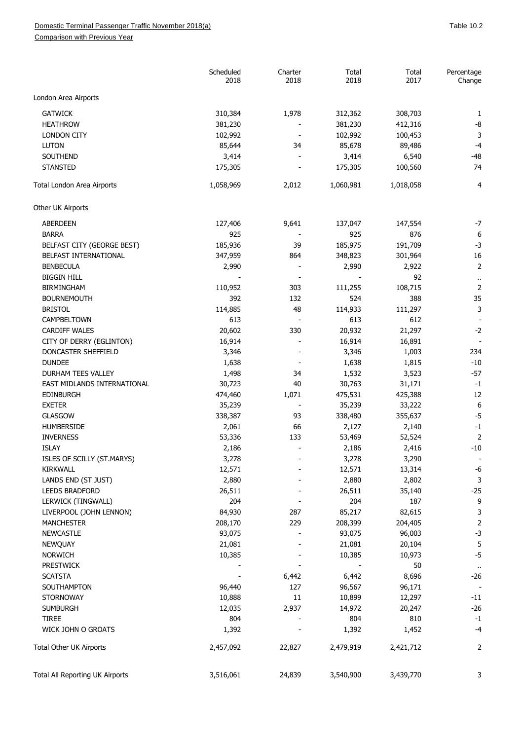Domestic Terminal Passenger Traffic November 2018(a)

Comparison with Previous Year

Table 10.2

| | Scheduled 2018 | Charter 2018 | Total 2018 | Total 2017 | Percentage Change |
|---|---|---|---|---|---|
| London Area Airports | | | | | |
| GATWICK | 310,384 | 1,978 | 312,362 | 308,703 | 1 |
| HEATHROW | 381,230 | - | 381,230 | 412,316 | -8 |
| LONDON CITY | 102,992 | - | 102,992 | 100,453 | 3 |
| LUTON | 85,644 | 34 | 85,678 | 89,486 | -4 |
| SOUTHEND | 3,414 | - | 3,414 | 6,540 | -48 |
| STANSTED | 175,305 | - | 175,305 | 100,560 | 74 |
| Total London Area Airports | 1,058,969 | 2,012 | 1,060,981 | 1,018,058 | 4 |
| Other UK Airports | | | | | |
| ABERDEEN | 127,406 | 9,641 | 137,047 | 147,554 | -7 |
| BARRA | 925 | - | 925 | 876 | 6 |
| BELFAST CITY (GEORGE BEST) | 185,936 | 39 | 185,975 | 191,709 | -3 |
| BELFAST INTERNATIONAL | 347,959 | 864 | 348,823 | 301,964 | 16 |
| BENBECULA | 2,990 | - | 2,990 | 2,922 | 2 |
| BIGGIN HILL | - | - | - | 92 | .. |
| BIRMINGHAM | 110,952 | 303 | 111,255 | 108,715 | 2 |
| BOURNEMOUTH | 392 | 132 | 524 | 388 | 35 |
| BRISTOL | 114,885 | 48 | 114,933 | 111,297 | 3 |
| CAMPBELTOWN | 613 | - | 613 | 612 | - |
| CARDIFF WALES | 20,602 | 330 | 20,932 | 21,297 | -2 |
| CITY OF DERRY (EGLINTON) | 16,914 | - | 16,914 | 16,891 | - |
| DONCASTER SHEFFIELD | 3,346 | - | 3,346 | 1,003 | 234 |
| DUNDEE | 1,638 | - | 1,638 | 1,815 | -10 |
| DURHAM TEES VALLEY | 1,498 | 34 | 1,532 | 3,523 | -57 |
| EAST MIDLANDS INTERNATIONAL | 30,723 | 40 | 30,763 | 31,171 | -1 |
| EDINBURGH | 474,460 | 1,071 | 475,531 | 425,388 | 12 |
| EXETER | 35,239 | - | 35,239 | 33,222 | 6 |
| GLASGOW | 338,387 | 93 | 338,480 | 355,637 | -5 |
| HUMBERSIDE | 2,061 | 66 | 2,127 | 2,140 | -1 |
| INVERNESS | 53,336 | 133 | 53,469 | 52,524 | 2 |
| ISLAY | 2,186 | - | 2,186 | 2,416 | -10 |
| ISLES OF SCILLY (ST.MARYS) | 3,278 | - | 3,278 | 3,290 | - |
| KIRKWALL | 12,571 | - | 12,571 | 13,314 | -6 |
| LANDS END (ST JUST) | 2,880 | - | 2,880 | 2,802 | 3 |
| LEEDS BRADFORD | 26,511 | - | 26,511 | 35,140 | -25 |
| LERWICK (TINGWALL) | 204 | - | 204 | 187 | 9 |
| LIVERPOOL (JOHN LENNON) | 84,930 | 287 | 85,217 | 82,615 | 3 |
| MANCHESTER | 208,170 | 229 | 208,399 | 204,405 | 2 |
| NEWCASTLE | 93,075 | - | 93,075 | 96,003 | -3 |
| NEWQUAY | 21,081 | - | 21,081 | 20,104 | 5 |
| NORWICH | 10,385 | - | 10,385 | 10,973 | -5 |
| PRESTWICK | - | - | - | 50 | .. |
| SCATSTA | - | 6,442 | 6,442 | 8,696 | -26 |
| SOUTHAMPTON | 96,440 | 127 | 96,567 | 96,171 | - |
| STORNOWAY | 10,888 | 11 | 10,899 | 12,297 | -11 |
| SUMBURGH | 12,035 | 2,937 | 14,972 | 20,247 | -26 |
| TIREE | 804 | - | 804 | 810 | -1 |
| WICK JOHN O GROATS | 1,392 | - | 1,392 | 1,452 | -4 |
| Total Other UK Airports | 2,457,092 | 22,827 | 2,479,919 | 2,421,712 | 2 |
| Total All Reporting UK Airports | 3,516,061 | 24,839 | 3,540,900 | 3,439,770 | 3 |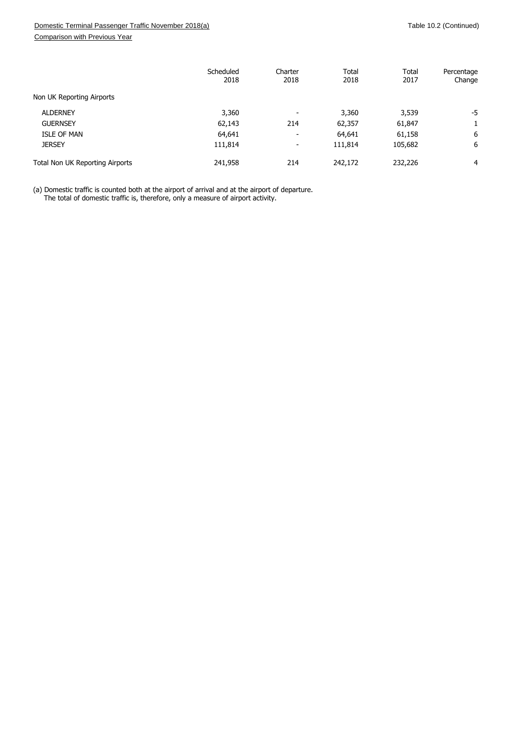Domestic Terminal Passenger Traffic November 2018(a)

Comparison with Previous Year

Table 10.2 (Continued)

| | Scheduled 2018 | Charter 2018 | Total 2018 | Total 2017 | Percentage Change |
|---|---|---|---|---|---|
| Non UK Reporting Airports | | | | | |
| ALDERNEY | 3,360 | - | 3,360 | 3,539 | -5 |
| GUERNSEY | 62,143 | 214 | 62,357 | 61,847 | 1 |
| ISLE OF MAN | 64,641 | - | 64,641 | 61,158 | 6 |
| JERSEY | 111,814 | - | 111,814 | 105,682 | 6 |
| Total Non UK Reporting Airports | 241,958 | 214 | 242,172 | 232,226 | 4 |

(a) Domestic traffic is counted both at the airport of arrival and at the airport of departure.
The total of domestic traffic is, therefore, only a measure of airport activity.